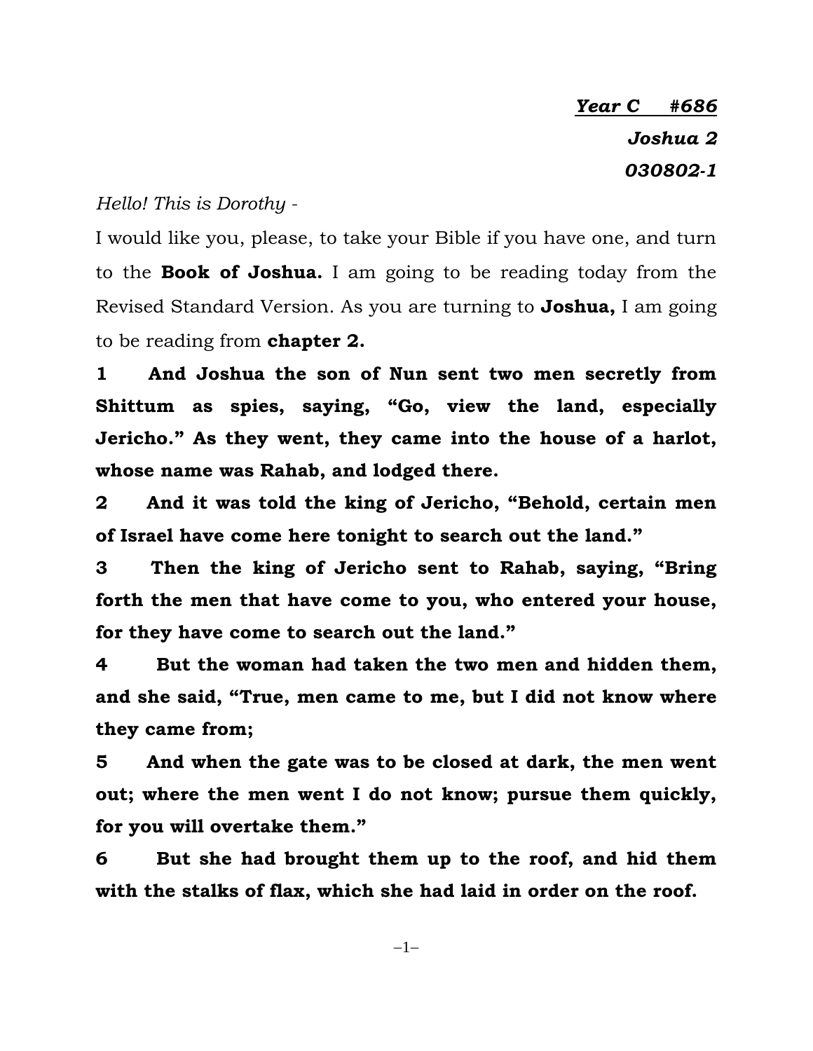***Year C #686***

***Joshua 2***

***030802-1***

*Hello! This is Dorothy -*

I would like you, please, to take your Bible if you have one, and turn to the **Book of Joshua.** I am going to be reading today from the Revised Standard Version. As you are turning to **Joshua,** I am going to be reading from **chapter 2.**

**1 And Joshua the son of Nun sent two men secretly from Shittum as spies, saying, "Go, view the land, especially Jericho." As they went, they came into the house of a harlot, whose name was Rahab, and lodged there.**

**2 And it was told the king of Jericho, "Behold, certain men of Israel have come here tonight to search out the land."**

**3 Then the king of Jericho sent to Rahab, saying, "Bring forth the men that have come to you, who entered your house, for they have come to search out the land."**

**4 But the woman had taken the two men and hidden them, and she said, "True, men came to me, but I did not know where they came from;**

**5 And when the gate was to be closed at dark, the men went out; where the men went I do not know; pursue them quickly, for you will overtake them."**

**6 But she had brought them up to the roof, and hid them with the stalks of flax, which she had laid in order on the roof.**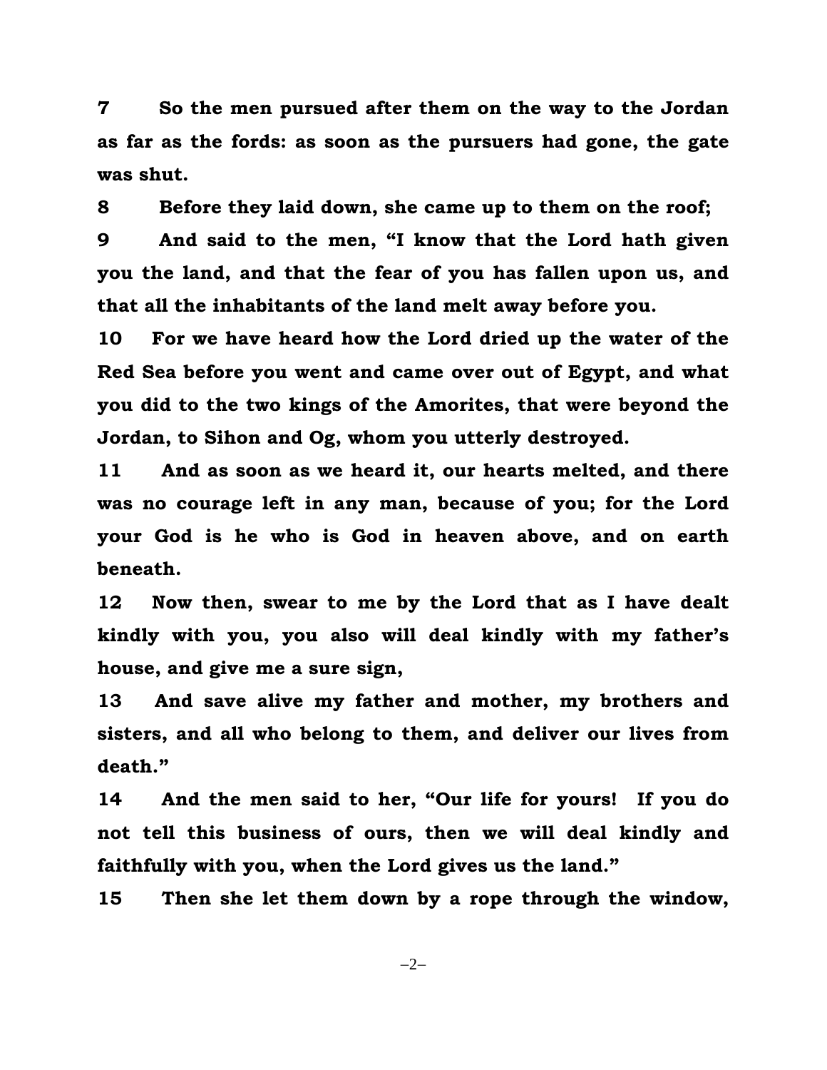**7 So the men pursued after them on the way to the Jordan as far as the fords: as soon as the pursuers had gone, the gate was shut.**

**8 Before they laid down, she came up to them on the roof;**

**9 And said to the men, "I know that the Lord hath given you the land, and that the fear of you has fallen upon us, and that all the inhabitants of the land melt away before you.**

**10 For we have heard how the Lord dried up the water of the Red Sea before you went and came over out of Egypt, and what you did to the two kings of the Amorites, that were beyond the Jordan, to Sihon and Og, whom you utterly destroyed.**

**11 And as soon as we heard it, our hearts melted, and there was no courage left in any man, because of you; for the Lord your God is he who is God in heaven above, and on earth beneath.**

**12 Now then, swear to me by the Lord that as I have dealt kindly with you, you also will deal kindly with my father's house, and give me a sure sign,**

**13 And save alive my father and mother, my brothers and sisters, and all who belong to them, and deliver our lives from death."**

**14 And the men said to her, "Our life for yours! If you do not tell this business of ours, then we will deal kindly and faithfully with you, when the Lord gives us the land."**

**15 Then she let them down by a rope through the window,**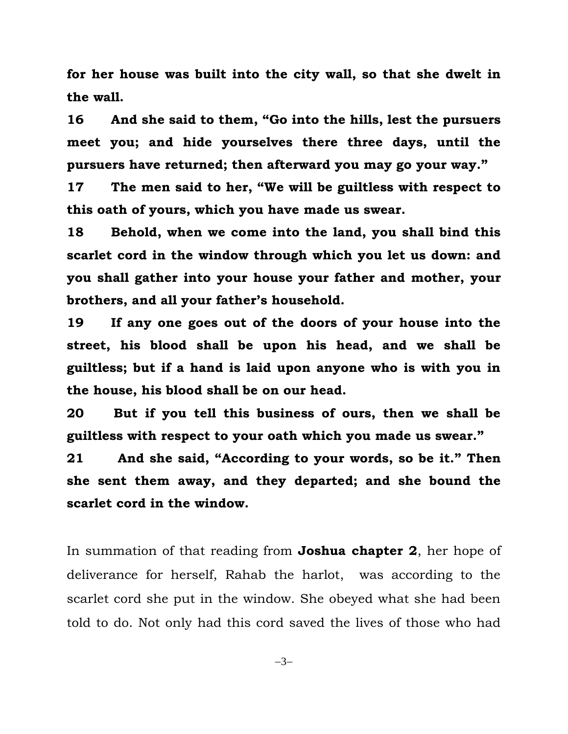**for her house was built into the city wall, so that she dwelt in the wall.**

**16 And she said to them, "Go into the hills, lest the pursuers meet you; and hide yourselves there three days, until the pursuers have returned; then afterward you may go your way."**

**17 The men said to her, "We will be guiltless with respect to this oath of yours, which you have made us swear.**

**18 Behold, when we come into the land, you shall bind this scarlet cord in the window through which you let us down: and you shall gather into your house your father and mother, your brothers, and all your father's household.**

**19 If any one goes out of the doors of your house into the street, his blood shall be upon his head, and we shall be guiltless; but if a hand is laid upon anyone who is with you in the house, his blood shall be on our head.**

**20 But if you tell this business of ours, then we shall be guiltless with respect to your oath which you made us swear."**

**21 And she said, "According to your words, so be it." Then she sent them away, and they departed; and she bound the scarlet cord in the window.**

In summation of that reading from **Joshua chapter 2**, her hope of deliverance for herself, Rahab the harlot, was according to the scarlet cord she put in the window. She obeyed what she had been told to do. Not only had this cord saved the lives of those who had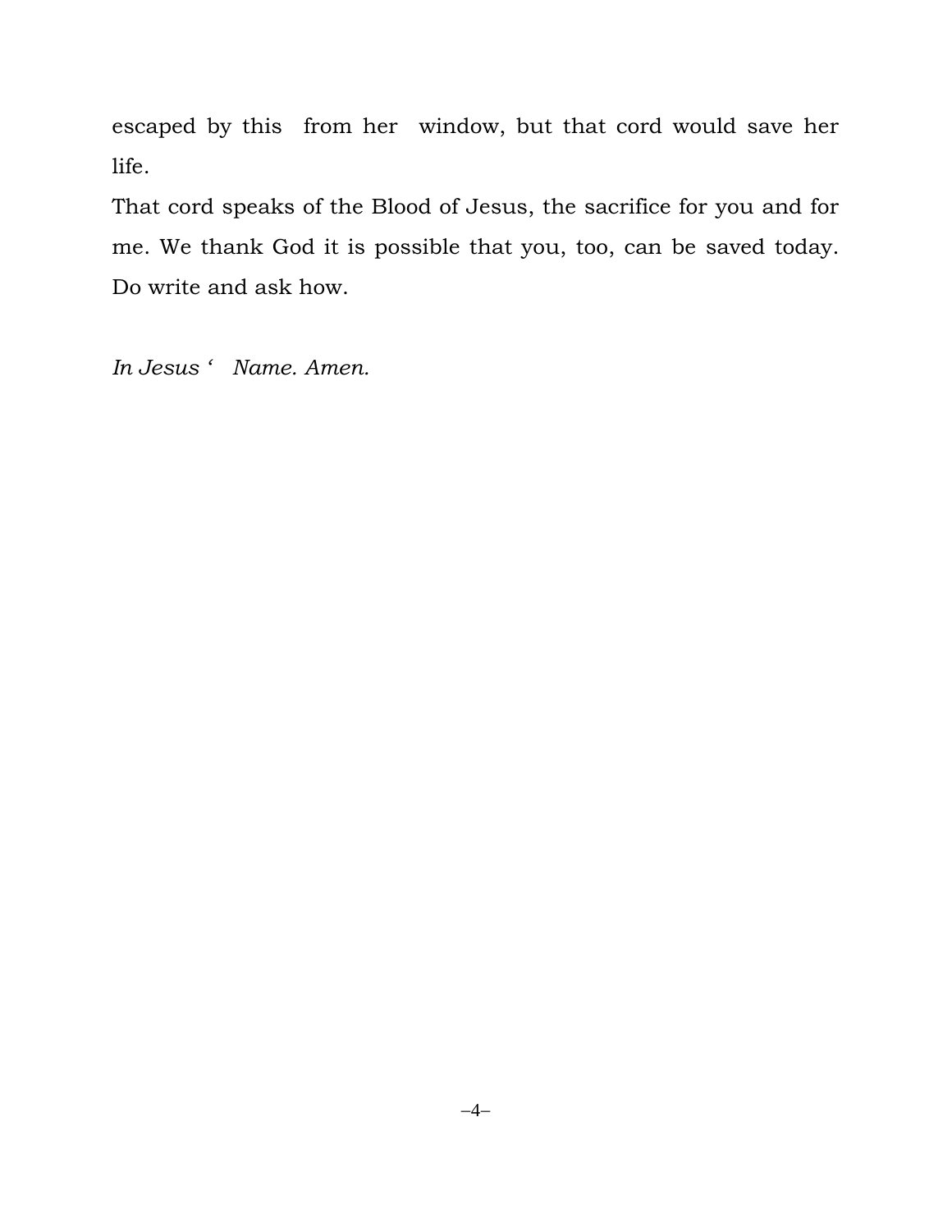escaped by this from her window, but that cord would save her life.

That cord speaks of the Blood of Jesus, the sacrifice for you and for me. We thank God it is possible that you, too, can be saved today. Do write and ask how.

*In Jesus ‘ Name. Amen.*